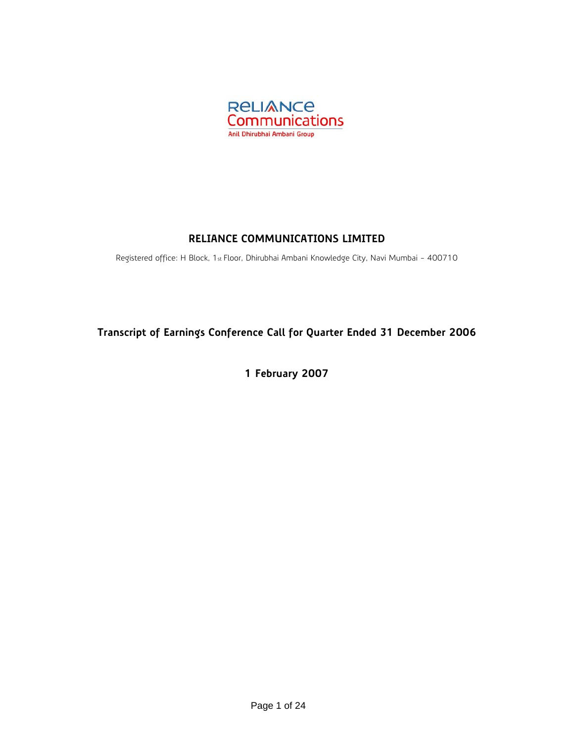RELIANCE Communications
Anil Dhirubhai Ambani Group

# RELIANCE COMMUNICATIONS LIMITED

Registered office: H Block, 1st Floor, Dhirubhai Ambani Knowledge City, Navi Mumbai - 400710

## Transcript of Earnings Conference Call for Quarter Ended 31 December 2006

**1 February 2007**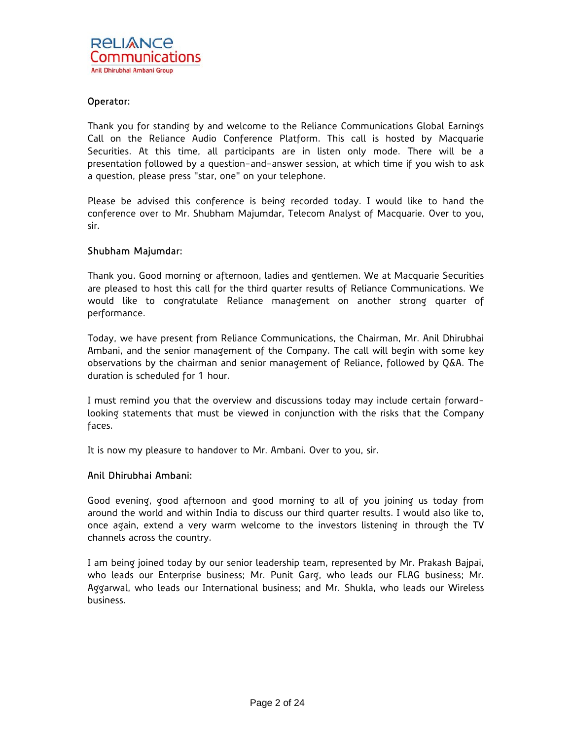**Operator:**

Thank you for standing by and welcome to the Reliance Communications Global Earnings Call on the Reliance Audio Conference Platform. This call is hosted by Macquarie Securities. At this time, all participants are in listen only mode. There will be a presentation followed by a question-and-answer session, at which time if you wish to ask a question, please press "star, one" on your telephone.

Please be advised this conference is being recorded today. I would like to hand the conference over to Mr. Shubham Majumdar, Telecom Analyst of Macquarie. Over to you, sir.

**Shubham Majumdar:**

Thank you. Good morning or afternoon, ladies and gentlemen. We at Macquarie Securities are pleased to host this call for the third quarter results of Reliance Communications. We would like to congratulate Reliance management on another strong quarter of performance.

Today, we have present from Reliance Communications, the Chairman, Mr. Anil Dhirubhai Ambani, and the senior management of the Company. The call will begin with some key observations by the chairman and senior management of Reliance, followed by Q&A. The duration is scheduled for 1 hour.

I must remind you that the overview and discussions today may include certain forward-looking statements that must be viewed in conjunction with the risks that the Company faces.

It is now my pleasure to handover to Mr. Ambani. Over to you, sir.

**Anil Dhirubhai Ambani:**

Good evening, good afternoon and good morning to all of you joining us today from around the world and within India to discuss our third quarter results. I would also like to, once again, extend a very warm welcome to the investors listening in through the TV channels across the country.

I am being joined today by our senior leadership team, represented by Mr. Prakash Bajpai, who leads our Enterprise business; Mr. Punit Garg, who leads our FLAG business; Mr. Aggarwal, who leads our International business; and Mr. Shukla, who leads our Wireless business.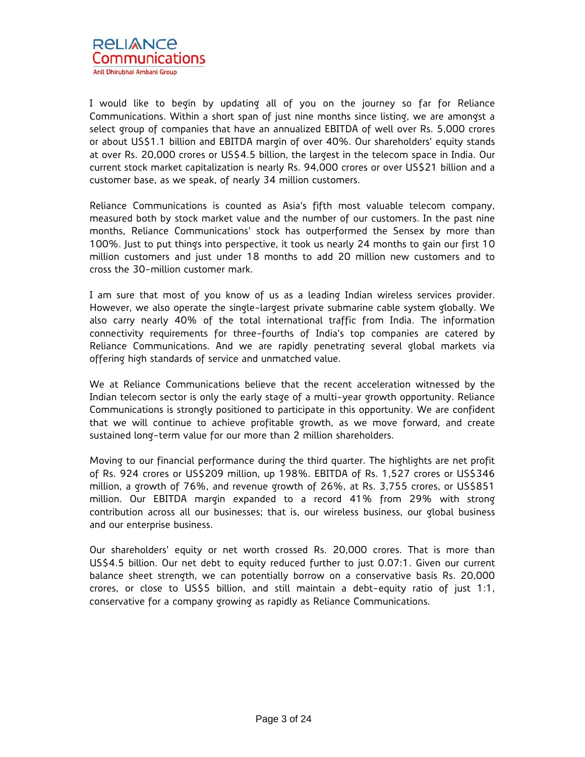I would like to begin by updating all of you on the journey so far for Reliance Communications. Within a short span of just nine months since listing, we are amongst a select group of companies that have an annualized EBITDA of well over Rs. 5,000 crores or about US$1.1 billion and EBITDA margin of over 40%. Our shareholders' equity stands at over Rs. 20,000 crores or US$4.5 billion, the largest in the telecom space in India. Our current stock market capitalization is nearly Rs. 94,000 crores or over US$21 billion and a customer base, as we speak, of nearly 34 million customers.

Reliance Communications is counted as Asia's fifth most valuable telecom company, measured both by stock market value and the number of our customers. In the past nine months, Reliance Communications' stock has outperformed the Sensex by more than 100%. Just to put things into perspective, it took us nearly 24 months to gain our first 10 million customers and just under 18 months to add 20 million new customers and to cross the 30-million customer mark.

I am sure that most of you know of us as a leading Indian wireless services provider. However, we also operate the single-largest private submarine cable system globally. We also carry nearly 40% of the total international traffic from India. The information connectivity requirements for three-fourths of India's top companies are catered by Reliance Communications. And we are rapidly penetrating several global markets via offering high standards of service and unmatched value.

We at Reliance Communications believe that the recent acceleration witnessed by the Indian telecom sector is only the early stage of a multi-year growth opportunity. Reliance Communications is strongly positioned to participate in this opportunity. We are confident that we will continue to achieve profitable growth, as we move forward, and create sustained long-term value for our more than 2 million shareholders.

Moving to our financial performance during the third quarter. The highlights are net profit of Rs. 924 crores or US$209 million, up 198%. EBITDA of Rs. 1,527 crores or US$346 million, a growth of 76%, and revenue growth of 26%, at Rs. 3,755 crores, or US$851 million. Our EBITDA margin expanded to a record 41% from 29% with strong contribution across all our businesses; that is, our wireless business, our global business and our enterprise business.

Our shareholders' equity or net worth crossed Rs. 20,000 crores. That is more than US$4.5 billion. Our net debt to equity reduced further to just 0.07:1. Given our current balance sheet strength, we can potentially borrow on a conservative basis Rs. 20,000 crores, or close to US$5 billion, and still maintain a debt-equity ratio of just 1:1, conservative for a company growing as rapidly as Reliance Communications.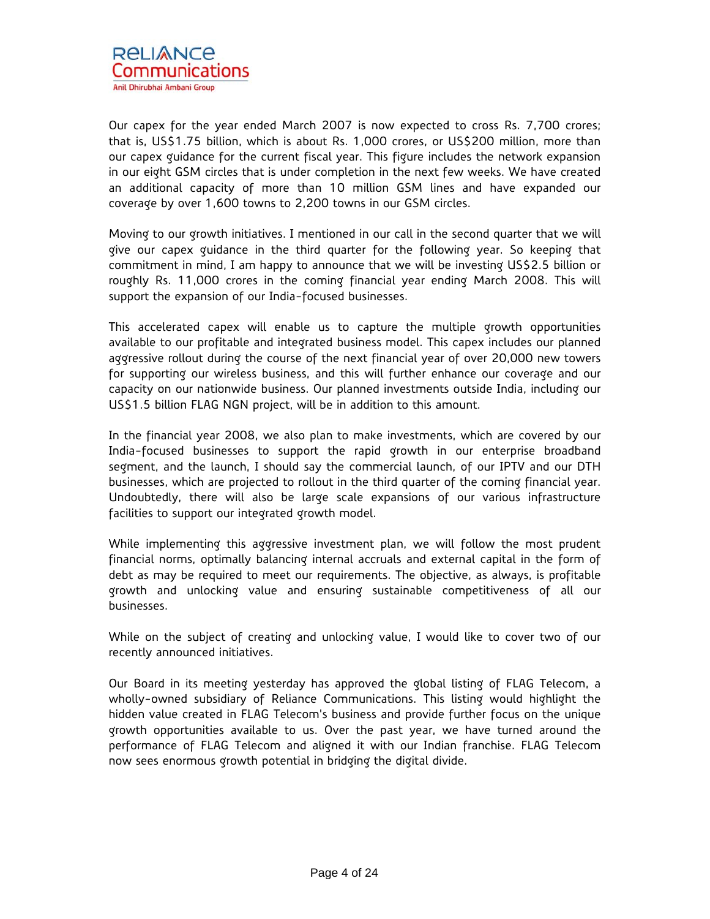Our capex for the year ended March 2007 is now expected to cross Rs. 7,700 crores; that is, US$1.75 billion, which is about Rs. 1,000 crores, or US$200 million, more than our capex guidance for the current fiscal year. This figure includes the network expansion in our eight GSM circles that is under completion in the next few weeks. We have created an additional capacity of more than 10 million GSM lines and have expanded our coverage by over 1,600 towns to 2,200 towns in our GSM circles.

Moving to our growth initiatives. I mentioned in our call in the second quarter that we will give our capex guidance in the third quarter for the following year. So keeping that commitment in mind, I am happy to announce that we will be investing US$2.5 billion or roughly Rs. 11,000 crores in the coming financial year ending March 2008. This will support the expansion of our India-focused businesses.

This accelerated capex will enable us to capture the multiple growth opportunities available to our profitable and integrated business model. This capex includes our planned aggressive rollout during the course of the next financial year of over 20,000 new towers for supporting our wireless business, and this will further enhance our coverage and our capacity on our nationwide business. Our planned investments outside India, including our US$1.5 billion FLAG NGN project, will be in addition to this amount.

In the financial year 2008, we also plan to make investments, which are covered by our India-focused businesses to support the rapid growth in our enterprise broadband segment, and the launch, I should say the commercial launch, of our IPTV and our DTH businesses, which are projected to rollout in the third quarter of the coming financial year. Undoubtedly, there will also be large scale expansions of our various infrastructure facilities to support our integrated growth model.

While implementing this aggressive investment plan, we will follow the most prudent financial norms, optimally balancing internal accruals and external capital in the form of debt as may be required to meet our requirements. The objective, as always, is profitable growth and unlocking value and ensuring sustainable competitiveness of all our businesses.

While on the subject of creating and unlocking value, I would like to cover two of our recently announced initiatives.

Our Board in its meeting yesterday has approved the global listing of FLAG Telecom, a wholly-owned subsidiary of Reliance Communications. This listing would highlight the hidden value created in FLAG Telecom's business and provide further focus on the unique growth opportunities available to us. Over the past year, we have turned around the performance of FLAG Telecom and aligned it with our Indian franchise. FLAG Telecom now sees enormous growth potential in bridging the digital divide.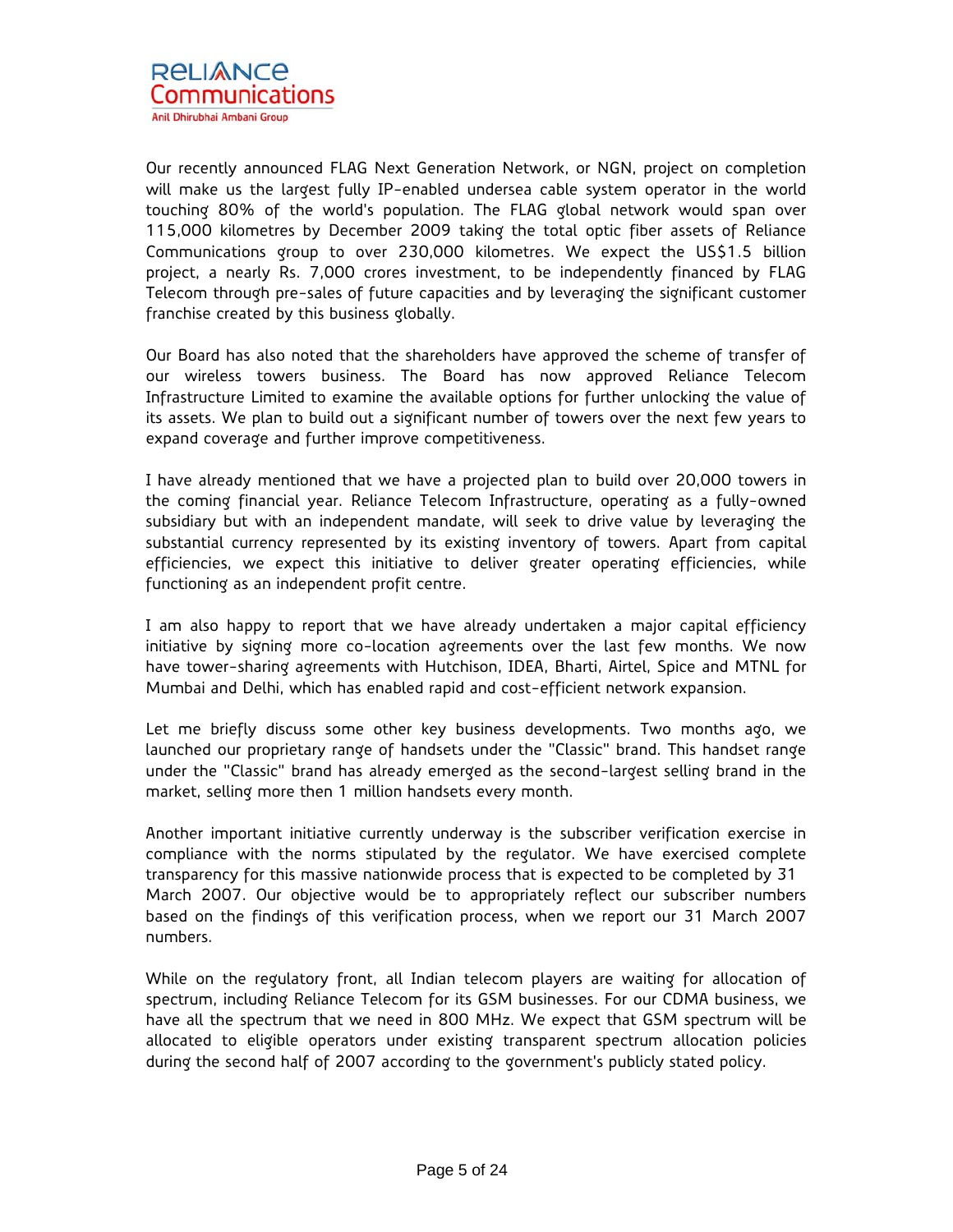Our recently announced FLAG Next Generation Network, or NGN, project on completion will make us the largest fully IP-enabled undersea cable system operator in the world touching 80% of the world's population. The FLAG global network would span over 115,000 kilometres by December 2009 taking the total optic fiber assets of Reliance Communications group to over 230,000 kilometres. We expect the US$1.5 billion project, a nearly Rs. 7,000 crores investment, to be independently financed by FLAG Telecom through pre-sales of future capacities and by leveraging the significant customer franchise created by this business globally.

Our Board has also noted that the shareholders have approved the scheme of transfer of our wireless towers business. The Board has now approved Reliance Telecom Infrastructure Limited to examine the available options for further unlocking the value of its assets. We plan to build out a significant number of towers over the next few years to expand coverage and further improve competitiveness.

I have already mentioned that we have a projected plan to build over 20,000 towers in the coming financial year. Reliance Telecom Infrastructure, operating as a fully-owned subsidiary but with an independent mandate, will seek to drive value by leveraging the substantial currency represented by its existing inventory of towers. Apart from capital efficiencies, we expect this initiative to deliver greater operating efficiencies, while functioning as an independent profit centre.

I am also happy to report that we have already undertaken a major capital efficiency initiative by signing more co-location agreements over the last few months. We now have tower-sharing agreements with Hutchison, IDEA, Bharti, Airtel, Spice and MTNL for Mumbai and Delhi, which has enabled rapid and cost-efficient network expansion.

Let me briefly discuss some other key business developments. Two months ago, we launched our proprietary range of handsets under the "Classic" brand. This handset range under the "Classic" brand has already emerged as the second-largest selling brand in the market, selling more then 1 million handsets every month.

Another important initiative currently underway is the subscriber verification exercise in compliance with the norms stipulated by the regulator. We have exercised complete transparency for this massive nationwide process that is expected to be completed by 31 March 2007. Our objective would be to appropriately reflect our subscriber numbers based on the findings of this verification process, when we report our 31 March 2007 numbers.

While on the regulatory front, all Indian telecom players are waiting for allocation of spectrum, including Reliance Telecom for its GSM businesses. For our CDMA business, we have all the spectrum that we need in 800 MHz. We expect that GSM spectrum will be allocated to eligible operators under existing transparent spectrum allocation policies during the second half of 2007 according to the government's publicly stated policy.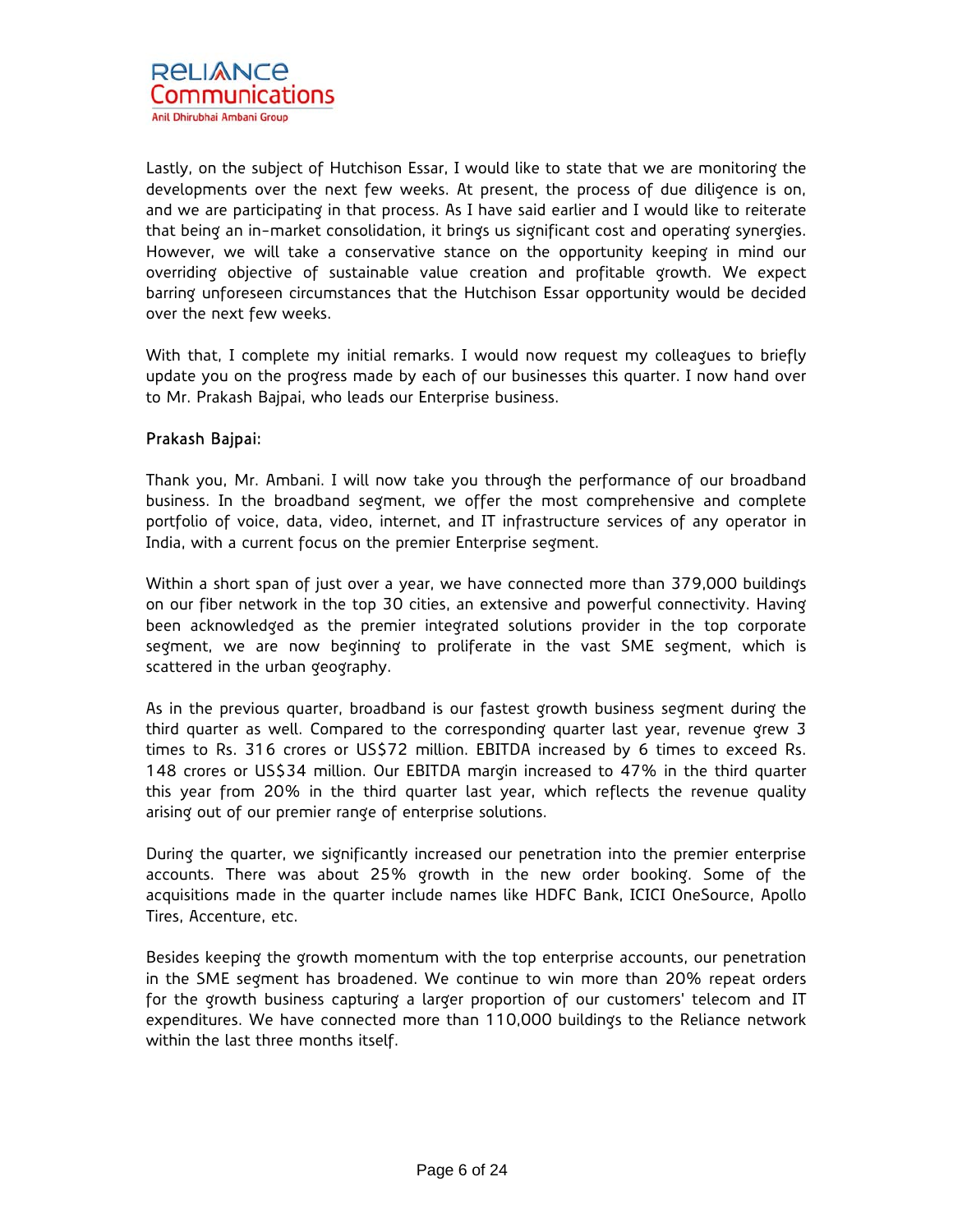Lastly, on the subject of Hutchison Essar, I would like to state that we are monitoring the developments over the next few weeks. At present, the process of due diligence is on, and we are participating in that process. As I have said earlier and I would like to reiterate that being an in-market consolidation, it brings us significant cost and operating synergies. However, we will take a conservative stance on the opportunity keeping in mind our overriding objective of sustainable value creation and profitable growth. We expect barring unforeseen circumstances that the Hutchison Essar opportunity would be decided over the next few weeks.

With that, I complete my initial remarks. I would now request my colleagues to briefly update you on the progress made by each of our businesses this quarter. I now hand over to Mr. Prakash Bajpai, who leads our Enterprise business.

**Prakash Bajpai:**

Thank you, Mr. Ambani. I will now take you through the performance of our broadband business. In the broadband segment, we offer the most comprehensive and complete portfolio of voice, data, video, internet, and IT infrastructure services of any operator in India, with a current focus on the premier Enterprise segment.

Within a short span of just over a year, we have connected more than 379,000 buildings on our fiber network in the top 30 cities, an extensive and powerful connectivity. Having been acknowledged as the premier integrated solutions provider in the top corporate segment, we are now beginning to proliferate in the vast SME segment, which is scattered in the urban geography.

As in the previous quarter, broadband is our fastest growth business segment during the third quarter as well. Compared to the corresponding quarter last year, revenue grew 3 times to Rs. 316 crores or US$72 million. EBITDA increased by 6 times to exceed Rs. 148 crores or US$34 million. Our EBITDA margin increased to 47% in the third quarter this year from 20% in the third quarter last year, which reflects the revenue quality arising out of our premier range of enterprise solutions.

During the quarter, we significantly increased our penetration into the premier enterprise accounts. There was about 25% growth in the new order booking. Some of the acquisitions made in the quarter include names like HDFC Bank, ICICI OneSource, Apollo Tires, Accenture, etc.

Besides keeping the growth momentum with the top enterprise accounts, our penetration in the SME segment has broadened. We continue to win more than 20% repeat orders for the growth business capturing a larger proportion of our customers' telecom and IT expenditures. We have connected more than 110,000 buildings to the Reliance network within the last three months itself.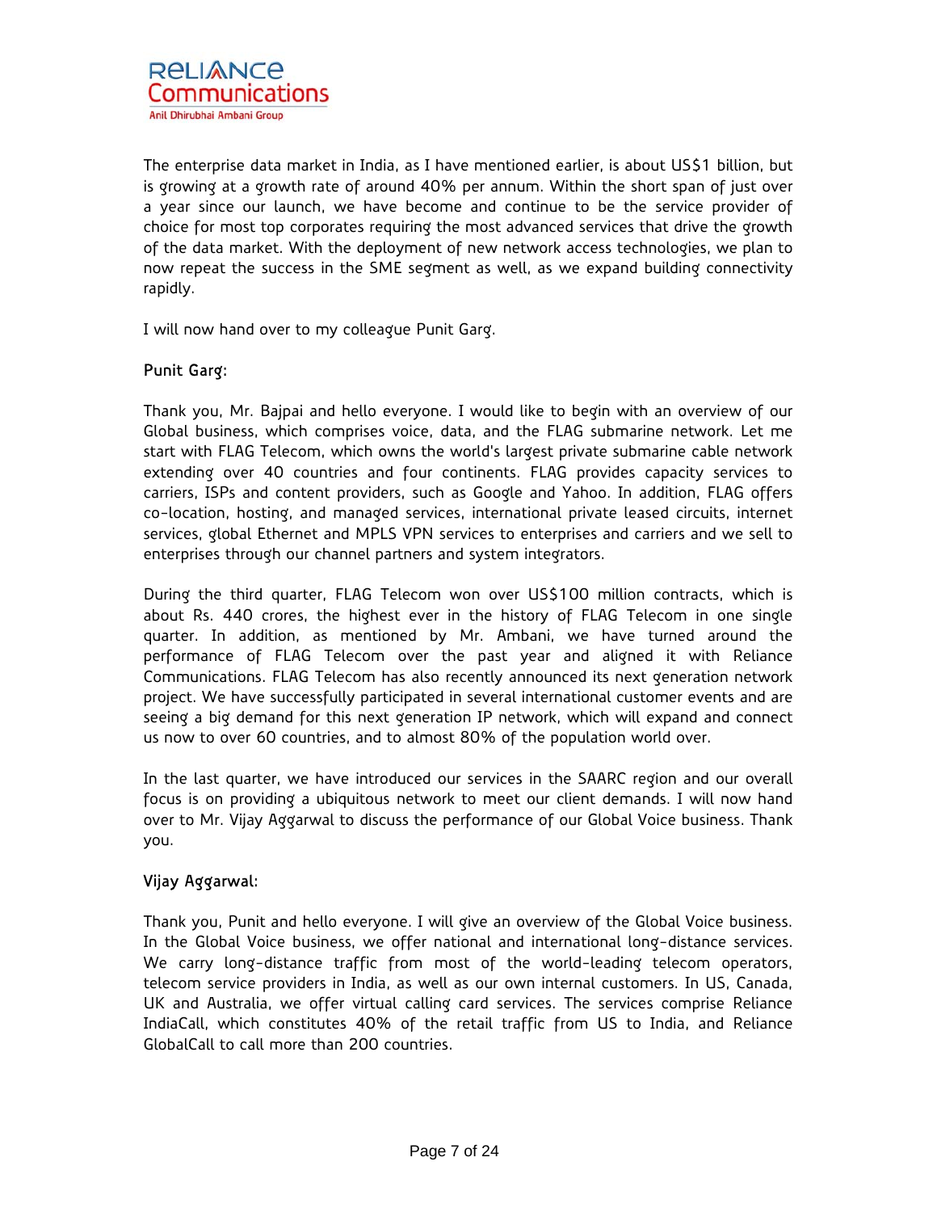The enterprise data market in India, as I have mentioned earlier, is about US$1 billion, but is growing at a growth rate of around 40% per annum. Within the short span of just over a year since our launch, we have become and continue to be the service provider of choice for most top corporates requiring the most advanced services that drive the growth of the data market. With the deployment of new network access technologies, we plan to now repeat the success in the SME segment as well, as we expand building connectivity rapidly.

I will now hand over to my colleague Punit Garg.

**Punit Garg:**

Thank you, Mr. Bajpai and hello everyone. I would like to begin with an overview of our Global business, which comprises voice, data, and the FLAG submarine network. Let me start with FLAG Telecom, which owns the world's largest private submarine cable network extending over 40 countries and four continents. FLAG provides capacity services to carriers, ISPs and content providers, such as Google and Yahoo. In addition, FLAG offers co-location, hosting, and managed services, international private leased circuits, internet services, global Ethernet and MPLS VPN services to enterprises and carriers and we sell to enterprises through our channel partners and system integrators.

During the third quarter, FLAG Telecom won over US$100 million contracts, which is about Rs. 440 crores, the highest ever in the history of FLAG Telecom in one single quarter. In addition, as mentioned by Mr. Ambani, we have turned around the performance of FLAG Telecom over the past year and aligned it with Reliance Communications. FLAG Telecom has also recently announced its next generation network project. We have successfully participated in several international customer events and are seeing a big demand for this next generation IP network, which will expand and connect us now to over 60 countries, and to almost 80% of the population world over.

In the last quarter, we have introduced our services in the SAARC region and our overall focus is on providing a ubiquitous network to meet our client demands. I will now hand over to Mr. Vijay Aggarwal to discuss the performance of our Global Voice business. Thank you.

**Vijay Aggarwal:**

Thank you, Punit and hello everyone. I will give an overview of the Global Voice business. In the Global Voice business, we offer national and international long-distance services. We carry long-distance traffic from most of the world-leading telecom operators, telecom service providers in India, as well as our own internal customers. In US, Canada, UK and Australia, we offer virtual calling card services. The services comprise Reliance IndiaCall, which constitutes 40% of the retail traffic from US to India, and Reliance GlobalCall to call more than 200 countries.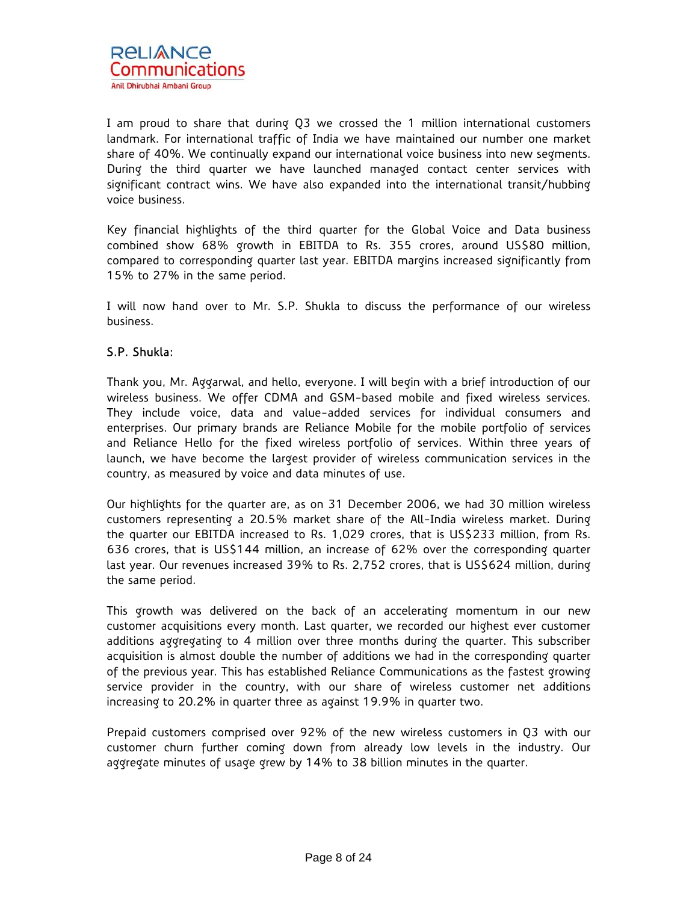I am proud to share that during Q3 we crossed the 1 million international customers landmark. For international traffic of India we have maintained our number one market share of 40%. We continually expand our international voice business into new segments. During the third quarter we have launched managed contact center services with significant contract wins. We have also expanded into the international transit/hubbing voice business.

Key financial highlights of the third quarter for the Global Voice and Data business combined show 68% growth in EBITDA to Rs. 355 crores, around US$80 million, compared to corresponding quarter last year. EBITDA margins increased significantly from 15% to 27% in the same period.

I will now hand over to Mr. S.P. Shukla to discuss the performance of our wireless business.

**S.P. Shukla:**

Thank you, Mr. Aggarwal, and hello, everyone. I will begin with a brief introduction of our wireless business. We offer CDMA and GSM-based mobile and fixed wireless services. They include voice, data and value-added services for individual consumers and enterprises. Our primary brands are Reliance Mobile for the mobile portfolio of services and Reliance Hello for the fixed wireless portfolio of services. Within three years of launch, we have become the largest provider of wireless communication services in the country, as measured by voice and data minutes of use.

Our highlights for the quarter are, as on 31 December 2006, we had 30 million wireless customers representing a 20.5% market share of the All-India wireless market. During the quarter our EBITDA increased to Rs. 1,029 crores, that is US$233 million, from Rs. 636 crores, that is US$144 million, an increase of 62% over the corresponding quarter last year. Our revenues increased 39% to Rs. 2,752 crores, that is US$624 million, during the same period.

This growth was delivered on the back of an accelerating momentum in our new customer acquisitions every month. Last quarter, we recorded our highest ever customer additions aggregating to 4 million over three months during the quarter. This subscriber acquisition is almost double the number of additions we had in the corresponding quarter of the previous year. This has established Reliance Communications as the fastest growing service provider in the country, with our share of wireless customer net additions increasing to 20.2% in quarter three as against 19.9% in quarter two.

Prepaid customers comprised over 92% of the new wireless customers in Q3 with our customer churn further coming down from already low levels in the industry. Our aggregate minutes of usage grew by 14% to 38 billion minutes in the quarter.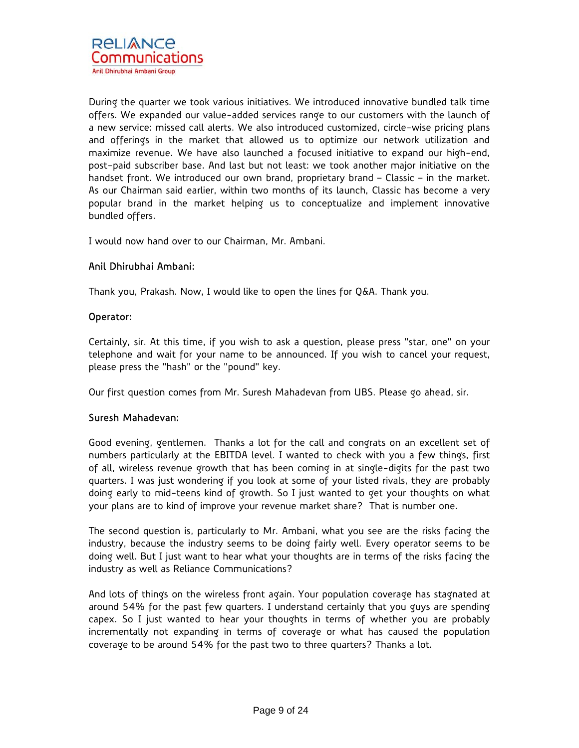During the quarter we took various initiatives. We introduced innovative bundled talk time offers. We expanded our value-added services range to our customers with the launch of a new service: missed call alerts. We also introduced customized, circle-wise pricing plans and offerings in the market that allowed us to optimize our network utilization and maximize revenue. We have also launched a focused initiative to expand our high-end, post-paid subscriber base. And last but not least: we took another major initiative on the handset front. We introduced our own brand, proprietary brand – Classic – in the market. As our Chairman said earlier, within two months of its launch, Classic has become a very popular brand in the market helping us to conceptualize and implement innovative bundled offers.

I would now hand over to our Chairman, Mr. Ambani.

**Anil Dhirubhai Ambani:**

Thank you, Prakash. Now, I would like to open the lines for Q&A. Thank you.

**Operator:**

Certainly, sir. At this time, if you wish to ask a question, please press "star, one" on your telephone and wait for your name to be announced. If you wish to cancel your request, please press the "hash" or the "pound" key.

Our first question comes from Mr. Suresh Mahadevan from UBS. Please go ahead, sir.

**Suresh Mahadevan:**

Good evening, gentlemen. Thanks a lot for the call and congrats on an excellent set of numbers particularly at the EBITDA level. I wanted to check with you a few things, first of all, wireless revenue growth that has been coming in at single-digits for the past two quarters. I was just wondering if you look at some of your listed rivals, they are probably doing early to mid-teens kind of growth. So I just wanted to get your thoughts on what your plans are to kind of improve your revenue market share? That is number one.

The second question is, particularly to Mr. Ambani, what you see are the risks facing the industry, because the industry seems to be doing fairly well. Every operator seems to be doing well. But I just want to hear what your thoughts are in terms of the risks facing the industry as well as Reliance Communications?

And lots of things on the wireless front again. Your population coverage has stagnated at around 54% for the past few quarters. I understand certainly that you guys are spending capex. So I just wanted to hear your thoughts in terms of whether you are probably incrementally not expanding in terms of coverage or what has caused the population coverage to be around 54% for the past two to three quarters? Thanks a lot.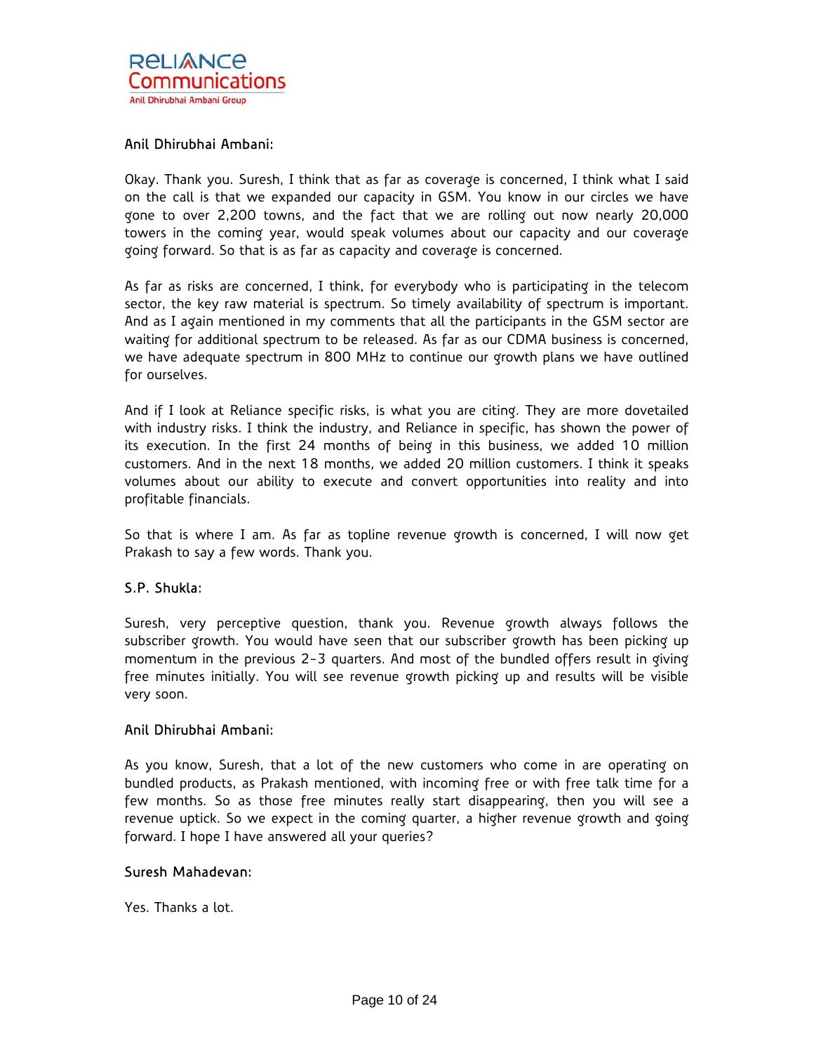**Anil Dhirubhai Ambani:**

Okay. Thank you. Suresh, I think that as far as coverage is concerned, I think what I said on the call is that we expanded our capacity in GSM. You know in our circles we have gone to over 2,200 towns, and the fact that we are rolling out now nearly 20,000 towers in the coming year, would speak volumes about our capacity and our coverage going forward. So that is as far as capacity and coverage is concerned.

As far as risks are concerned, I think, for everybody who is participating in the telecom sector, the key raw material is spectrum. So timely availability of spectrum is important. And as I again mentioned in my comments that all the participants in the GSM sector are waiting for additional spectrum to be released. As far as our CDMA business is concerned, we have adequate spectrum in 800 MHz to continue our growth plans we have outlined for ourselves.

And if I look at Reliance specific risks, is what you are citing. They are more dovetailed with industry risks. I think the industry, and Reliance in specific, has shown the power of its execution. In the first 24 months of being in this business, we added 10 million customers. And in the next 18 months, we added 20 million customers. I think it speaks volumes about our ability to execute and convert opportunities into reality and into profitable financials.

So that is where I am. As far as topline revenue growth is concerned, I will now get Prakash to say a few words. Thank you.

**S.P. Shukla:**

Suresh, very perceptive question, thank you. Revenue growth always follows the subscriber growth. You would have seen that our subscriber growth has been picking up momentum in the previous 2-3 quarters. And most of the bundled offers result in giving free minutes initially. You will see revenue growth picking up and results will be visible very soon.

**Anil Dhirubhai Ambani:**

As you know, Suresh, that a lot of the new customers who come in are operating on bundled products, as Prakash mentioned, with incoming free or with free talk time for a few months. So as those free minutes really start disappearing, then you will see a revenue uptick. So we expect in the coming quarter, a higher revenue growth and going forward. I hope I have answered all your queries?

**Suresh Mahadevan:**

Yes. Thanks a lot.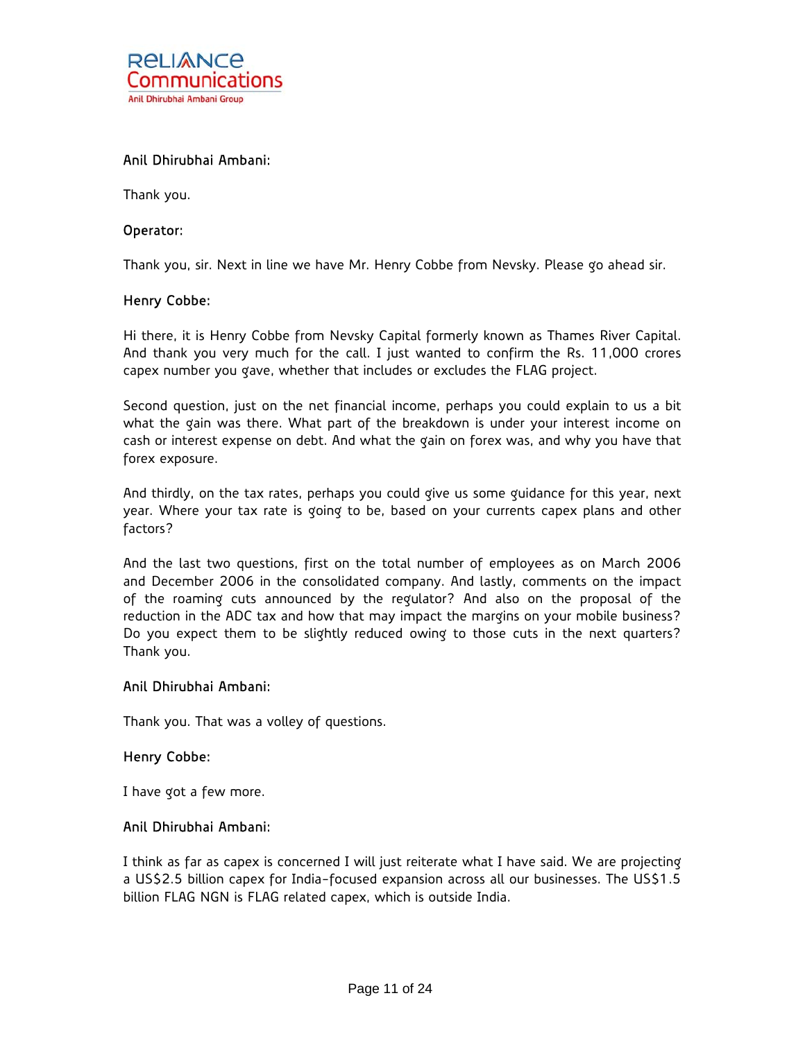**Anil Dhirubhai Ambani:**

Thank you.

**Operator:**

Thank you, sir. Next in line we have Mr. Henry Cobbe from Nevsky. Please go ahead sir.

**Henry Cobbe:**

Hi there, it is Henry Cobbe from Nevsky Capital formerly known as Thames River Capital. And thank you very much for the call. I just wanted to confirm the Rs. 11,000 crores capex number you gave, whether that includes or excludes the FLAG project.

Second question, just on the net financial income, perhaps you could explain to us a bit what the gain was there. What part of the breakdown is under your interest income on cash or interest expense on debt. And what the gain on forex was, and why you have that forex exposure.

And thirdly, on the tax rates, perhaps you could give us some guidance for this year, next year. Where your tax rate is going to be, based on your currents capex plans and other factors?

And the last two questions, first on the total number of employees as on March 2006 and December 2006 in the consolidated company. And lastly, comments on the impact of the roaming cuts announced by the regulator? And also on the proposal of the reduction in the ADC tax and how that may impact the margins on your mobile business? Do you expect them to be slightly reduced owing to those cuts in the next quarters? Thank you.

**Anil Dhirubhai Ambani:**

Thank you. That was a volley of questions.

**Henry Cobbe:**

I have got a few more.

**Anil Dhirubhai Ambani:**

I think as far as capex is concerned I will just reiterate what I have said. We are projecting a US$2.5 billion capex for India-focused expansion across all our businesses. The US$1.5 billion FLAG NGN is FLAG related capex, which is outside India.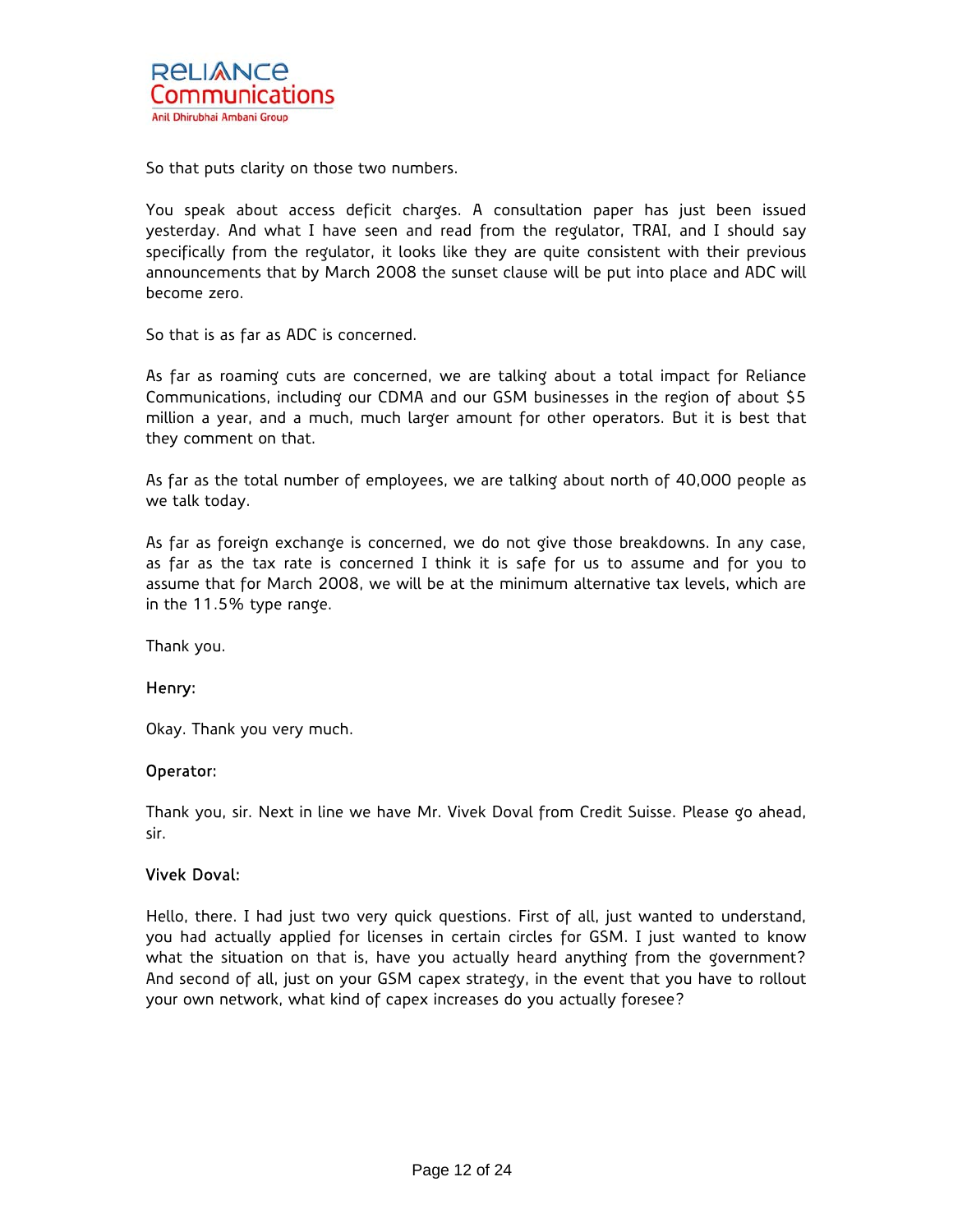So that puts clarity on those two numbers.

You speak about access deficit charges. A consultation paper has just been issued yesterday. And what I have seen and read from the regulator, TRAI, and I should say specifically from the regulator, it looks like they are quite consistent with their previous announcements that by March 2008 the sunset clause will be put into place and ADC will become zero.

So that is as far as ADC is concerned.

As far as roaming cuts are concerned, we are talking about a total impact for Reliance Communications, including our CDMA and our GSM businesses in the region of about $5 million a year, and a much, much larger amount for other operators. But it is best that they comment on that.

As far as the total number of employees, we are talking about north of 40,000 people as we talk today.

As far as foreign exchange is concerned, we do not give those breakdowns. In any case, as far as the tax rate is concerned I think it is safe for us to assume and for you to assume that for March 2008, we will be at the minimum alternative tax levels, which are in the 11.5% type range.

Thank you.

**Henry:**

Okay. Thank you very much.

**Operator:**

Thank you, sir. Next in line we have Mr. Vivek Doval from Credit Suisse. Please go ahead, sir.

**Vivek Doval:**

Hello, there. I had just two very quick questions. First of all, just wanted to understand, you had actually applied for licenses in certain circles for GSM. I just wanted to know what the situation on that is, have you actually heard anything from the government? And second of all, just on your GSM capex strategy, in the event that you have to rollout your own network, what kind of capex increases do you actually foresee?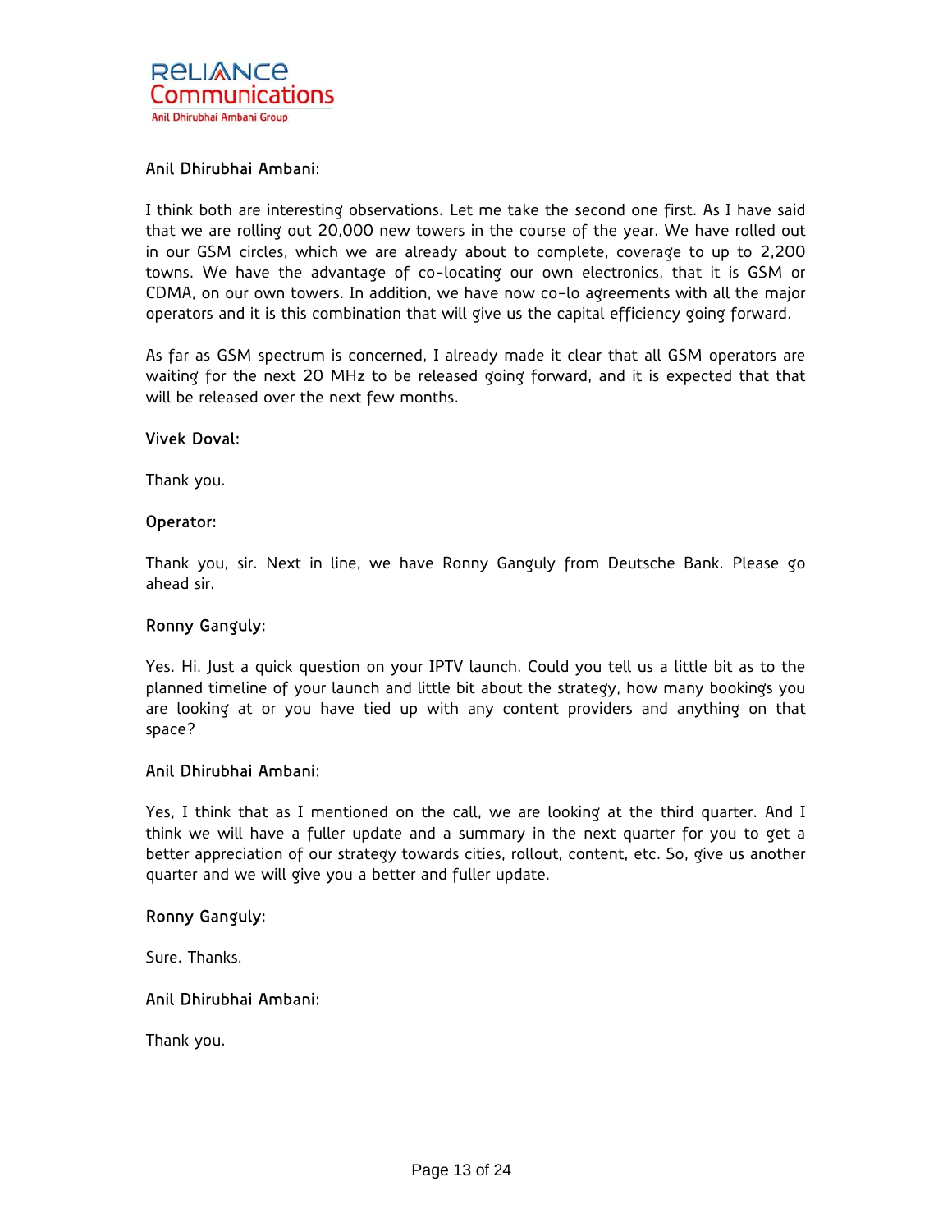**Anil Dhirubhai Ambani:**

I think both are interesting observations. Let me take the second one first. As I have said that we are rolling out 20,000 new towers in the course of the year. We have rolled out in our GSM circles, which we are already about to complete, coverage to up to 2,200 towns. We have the advantage of co-locating our own electronics, that it is GSM or CDMA, on our own towers. In addition, we have now co-lo agreements with all the major operators and it is this combination that will give us the capital efficiency going forward.

As far as GSM spectrum is concerned, I already made it clear that all GSM operators are waiting for the next 20 MHz to be released going forward, and it is expected that that will be released over the next few months.

**Vivek Doval:**

Thank you.

**Operator:**

Thank you, sir. Next in line, we have Ronny Ganguly from Deutsche Bank. Please go ahead sir.

**Ronny Ganguly:**

Yes. Hi. Just a quick question on your IPTV launch. Could you tell us a little bit as to the planned timeline of your launch and little bit about the strategy, how many bookings you are looking at or you have tied up with any content providers and anything on that space?

**Anil Dhirubhai Ambani:**

Yes, I think that as I mentioned on the call, we are looking at the third quarter. And I think we will have a fuller update and a summary in the next quarter for you to get a better appreciation of our strategy towards cities, rollout, content, etc. So, give us another quarter and we will give you a better and fuller update.

**Ronny Ganguly:**

Sure. Thanks.

**Anil Dhirubhai Ambani:**

Thank you.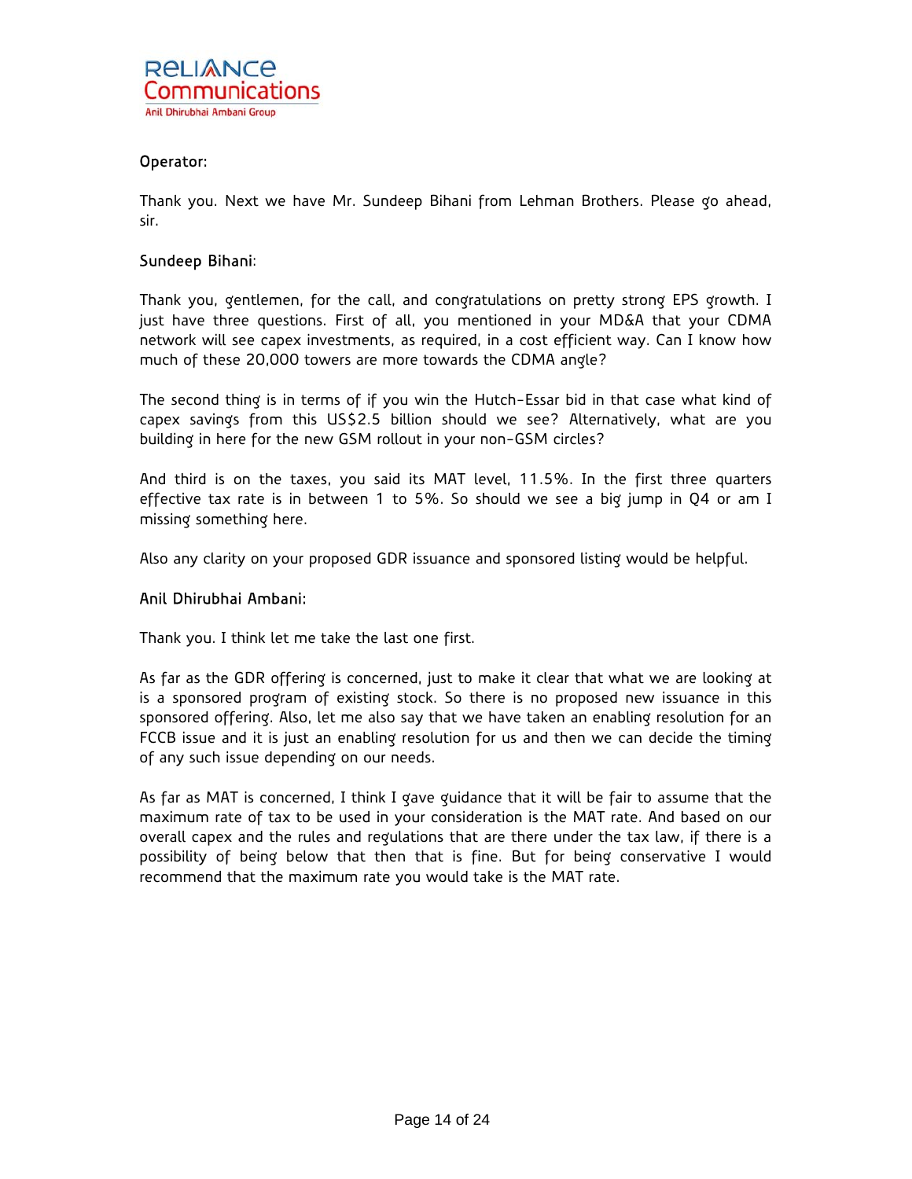**Operator:**

Thank you. Next we have Mr. Sundeep Bihani from Lehman Brothers. Please go ahead, sir.

**Sundeep Bihani:**

Thank you, gentlemen, for the call, and congratulations on pretty strong EPS growth. I just have three questions. First of all, you mentioned in your MD&A that your CDMA network will see capex investments, as required, in a cost efficient way. Can I know how much of these 20,000 towers are more towards the CDMA angle?

The second thing is in terms of if you win the Hutch-Essar bid in that case what kind of capex savings from this US$2.5 billion should we see? Alternatively, what are you building in here for the new GSM rollout in your non-GSM circles?

And third is on the taxes, you said its MAT level, 11.5%. In the first three quarters effective tax rate is in between 1 to 5%. So should we see a big jump in Q4 or am I missing something here.

Also any clarity on your proposed GDR issuance and sponsored listing would be helpful.

**Anil Dhirubhai Ambani:**

Thank you. I think let me take the last one first.

As far as the GDR offering is concerned, just to make it clear that what we are looking at is a sponsored program of existing stock. So there is no proposed new issuance in this sponsored offering. Also, let me also say that we have taken an enabling resolution for an FCCB issue and it is just an enabling resolution for us and then we can decide the timing of any such issue depending on our needs.

As far as MAT is concerned, I think I gave guidance that it will be fair to assume that the maximum rate of tax to be used in your consideration is the MAT rate. And based on our overall capex and the rules and regulations that are there under the tax law, if there is a possibility of being below that then that is fine. But for being conservative I would recommend that the maximum rate you would take is the MAT rate.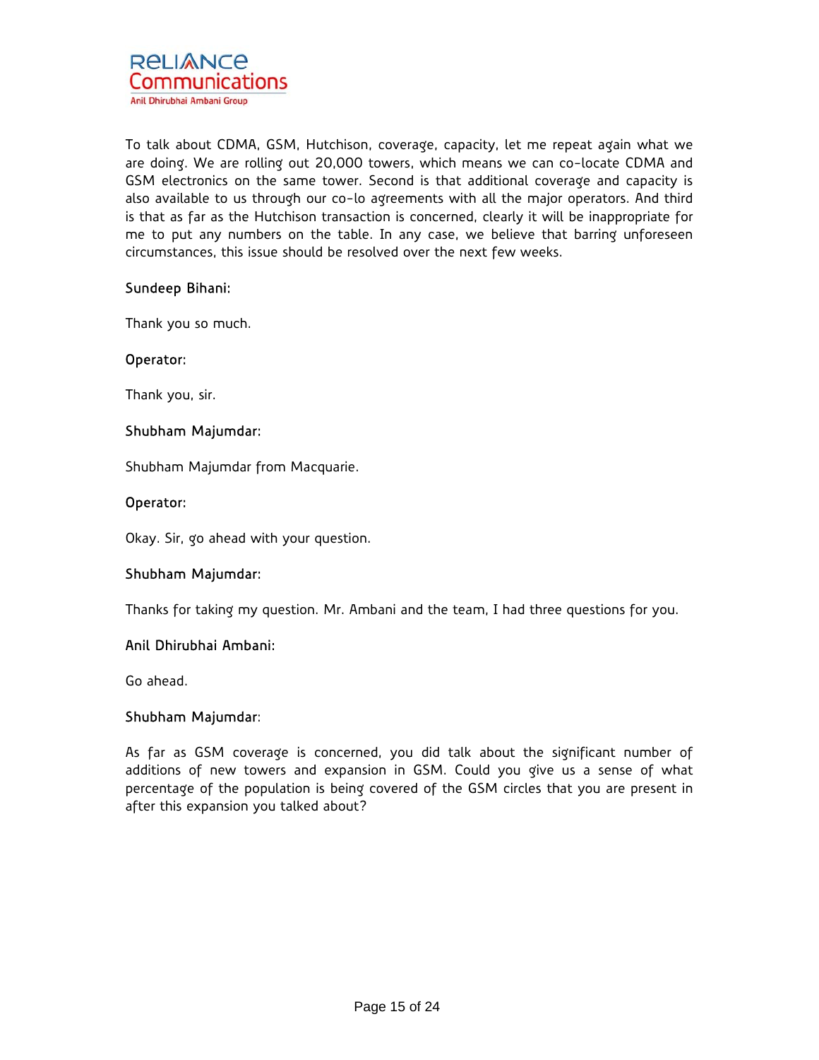To talk about CDMA, GSM, Hutchison, coverage, capacity, let me repeat again what we are doing. We are rolling out 20,000 towers, which means we can co-locate CDMA and GSM electronics on the same tower. Second is that additional coverage and capacity is also available to us through our co-lo agreements with all the major operators. And third is that as far as the Hutchison transaction is concerned, clearly it will be inappropriate for me to put any numbers on the table. In any case, we believe that barring unforeseen circumstances, this issue should be resolved over the next few weeks.

**Sundeep Bihani:**

Thank you so much.

**Operator:**

Thank you, sir.

**Shubham Majumdar:**

Shubham Majumdar from Macquarie.

**Operator:**

Okay. Sir, go ahead with your question.

**Shubham Majumdar:**

Thanks for taking my question. Mr. Ambani and the team, I had three questions for you.

**Anil Dhirubhai Ambani:**

Go ahead.

**Shubham Majumdar:**

As far as GSM coverage is concerned, you did talk about the significant number of additions of new towers and expansion in GSM. Could you give us a sense of what percentage of the population is being covered of the GSM circles that you are present in after this expansion you talked about?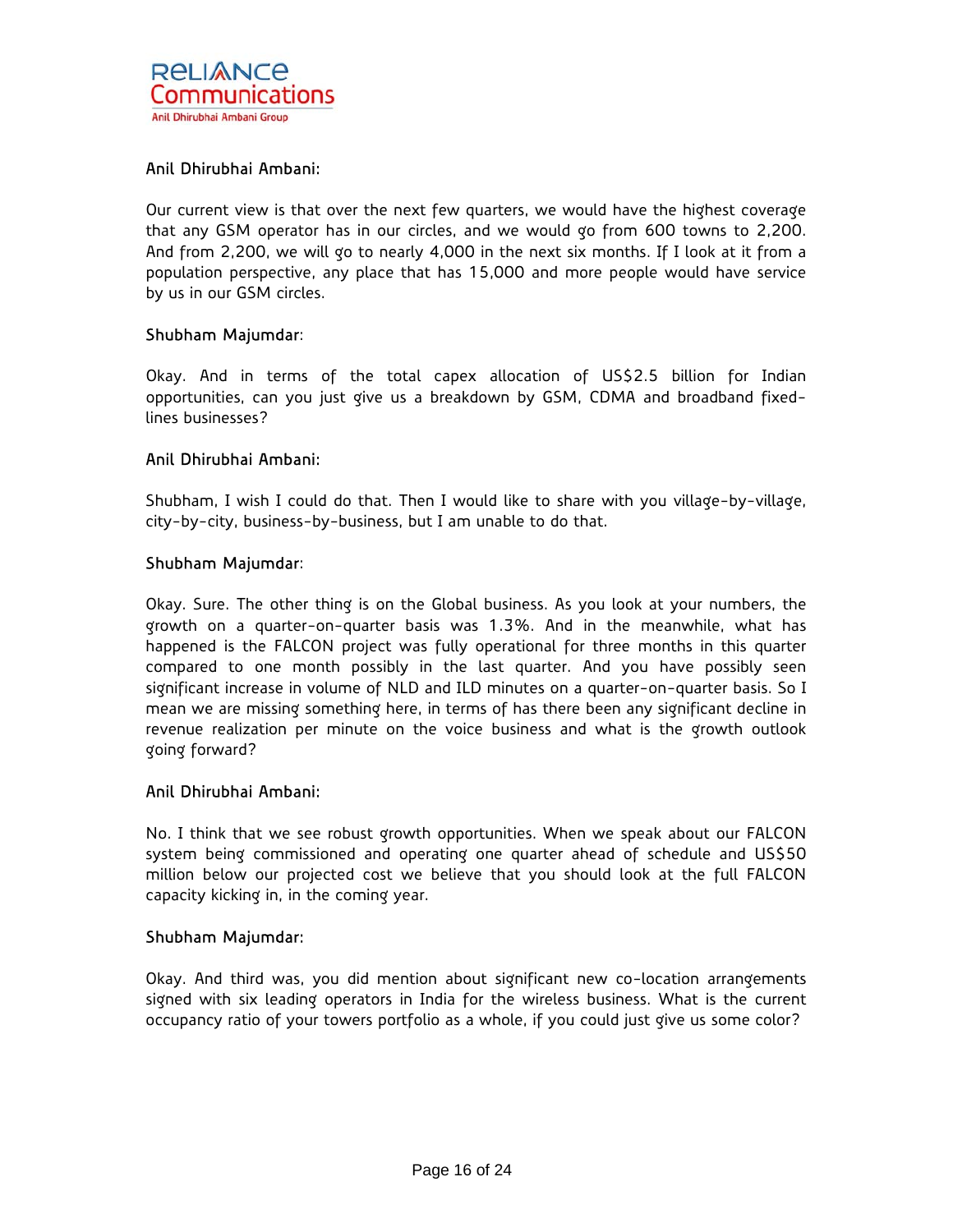**Anil Dhirubhai Ambani:**

Our current view is that over the next few quarters, we would have the highest coverage that any GSM operator has in our circles, and we would go from 600 towns to 2,200. And from 2,200, we will go to nearly 4,000 in the next six months. If I look at it from a population perspective, any place that has 15,000 and more people would have service by us in our GSM circles.

**Shubham Majumdar:**

Okay. And in terms of the total capex allocation of US$2.5 billion for Indian opportunities, can you just give us a breakdown by GSM, CDMA and broadband fixed-lines businesses?

**Anil Dhirubhai Ambani:**

Shubham, I wish I could do that. Then I would like to share with you village-by-village, city-by-city, business-by-business, but I am unable to do that.

**Shubham Majumdar:**

Okay. Sure. The other thing is on the Global business. As you look at your numbers, the growth on a quarter-on-quarter basis was 1.3%. And in the meanwhile, what has happened is the FALCON project was fully operational for three months in this quarter compared to one month possibly in the last quarter. And you have possibly seen significant increase in volume of NLD and ILD minutes on a quarter-on-quarter basis. So I mean we are missing something here, in terms of has there been any significant decline in revenue realization per minute on the voice business and what is the growth outlook going forward?

**Anil Dhirubhai Ambani:**

No. I think that we see robust growth opportunities. When we speak about our FALCON system being commissioned and operating one quarter ahead of schedule and US$50 million below our projected cost we believe that you should look at the full FALCON capacity kicking in, in the coming year.

**Shubham Majumdar:**

Okay. And third was, you did mention about significant new co-location arrangements signed with six leading operators in India for the wireless business. What is the current occupancy ratio of your towers portfolio as a whole, if you could just give us some color?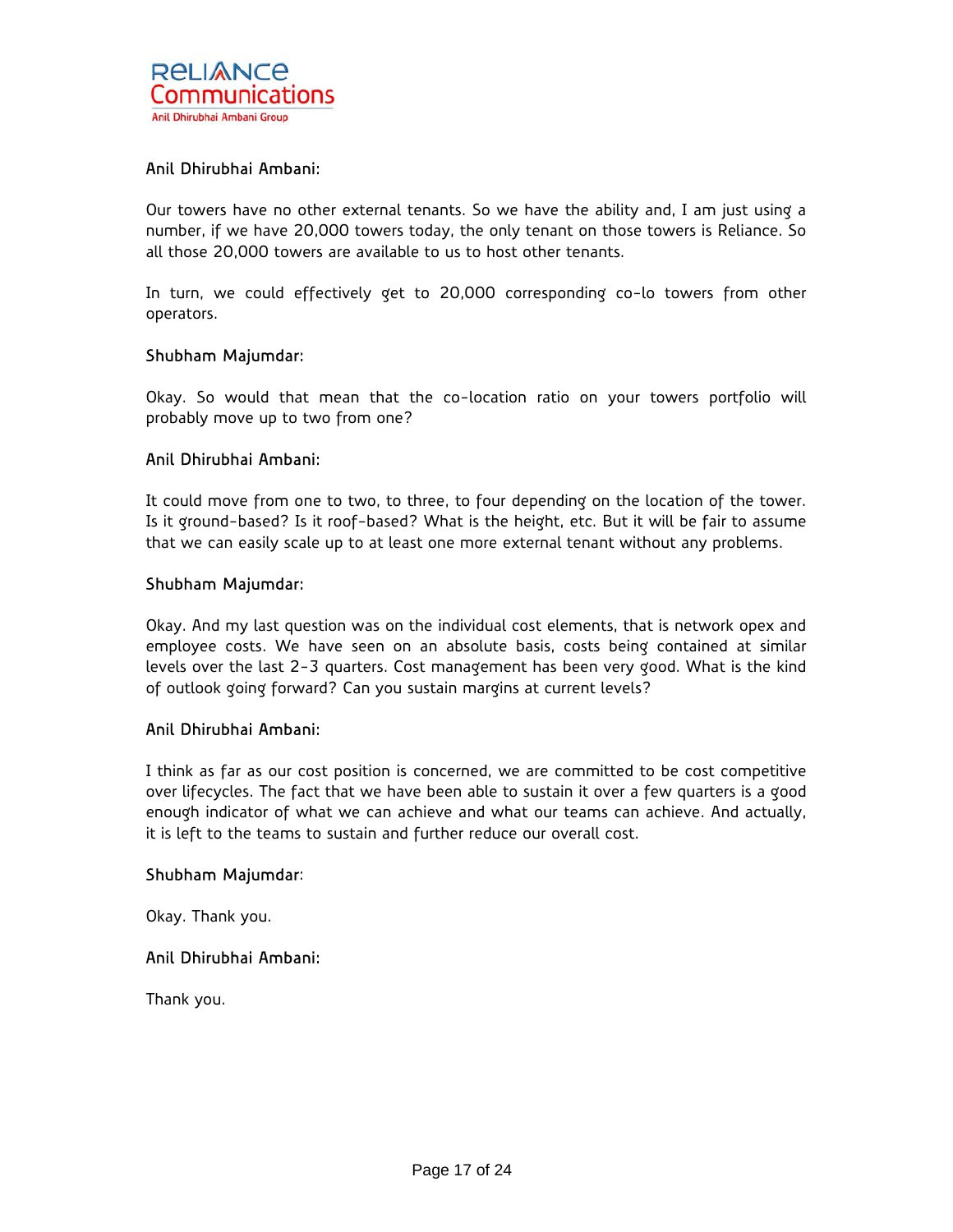**Anil Dhirubhai Ambani:**

Our towers have no other external tenants. So we have the ability and, I am just using a number, if we have 20,000 towers today, the only tenant on those towers is Reliance. So all those 20,000 towers are available to us to host other tenants.

In turn, we could effectively get to 20,000 corresponding co-lo towers from other operators.

**Shubham Majumdar:**

Okay. So would that mean that the co-location ratio on your towers portfolio will probably move up to two from one?

**Anil Dhirubhai Ambani:**

It could move from one to two, to three, to four depending on the location of the tower. Is it ground-based? Is it roof-based? What is the height, etc. But it will be fair to assume that we can easily scale up to at least one more external tenant without any problems.

**Shubham Majumdar:**

Okay. And my last question was on the individual cost elements, that is network opex and employee costs. We have seen on an absolute basis, costs being contained at similar levels over the last 2-3 quarters. Cost management has been very good. What is the kind of outlook going forward? Can you sustain margins at current levels?

**Anil Dhirubhai Ambani:**

I think as far as our cost position is concerned, we are committed to be cost competitive over lifecycles. The fact that we have been able to sustain it over a few quarters is a good enough indicator of what we can achieve and what our teams can achieve. And actually, it is left to the teams to sustain and further reduce our overall cost.

**Shubham Majumdar:**

Okay. Thank you.

**Anil Dhirubhai Ambani:**

Thank you.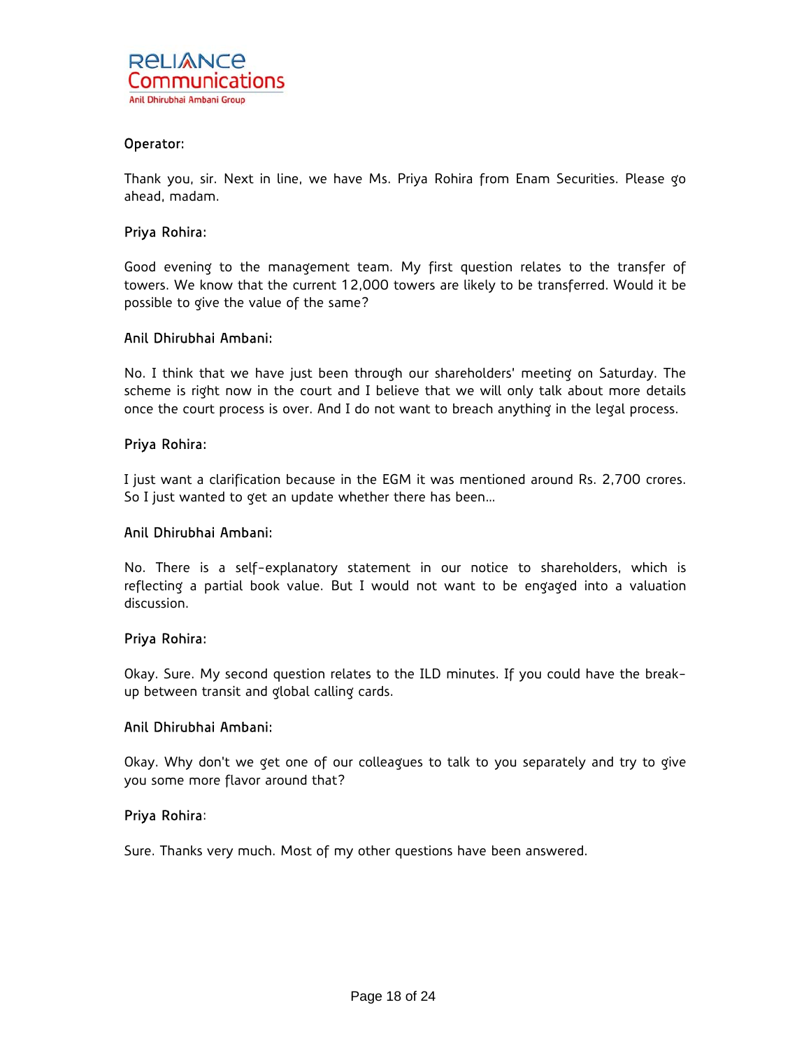**Operator:**

Thank you, sir. Next in line, we have Ms. Priya Rohira from Enam Securities. Please go ahead, madam.

**Priya Rohira:**

Good evening to the management team. My first question relates to the transfer of towers. We know that the current 12,000 towers are likely to be transferred. Would it be possible to give the value of the same?

**Anil Dhirubhai Ambani:**

No. I think that we have just been through our shareholders' meeting on Saturday. The scheme is right now in the court and I believe that we will only talk about more details once the court process is over. And I do not want to breach anything in the legal process.

**Priya Rohira:**

I just want a clarification because in the EGM it was mentioned around Rs. 2,700 crores. So I just wanted to get an update whether there has been...

**Anil Dhirubhai Ambani:**

No. There is a self-explanatory statement in our notice to shareholders, which is reflecting a partial book value. But I would not want to be engaged into a valuation discussion.

**Priya Rohira:**

Okay. Sure. My second question relates to the ILD minutes. If you could have the break-up between transit and global calling cards.

**Anil Dhirubhai Ambani:**

Okay. Why don't we get one of our colleagues to talk to you separately and try to give you some more flavor around that?

**Priya Rohira:**

Sure. Thanks very much. Most of my other questions have been answered.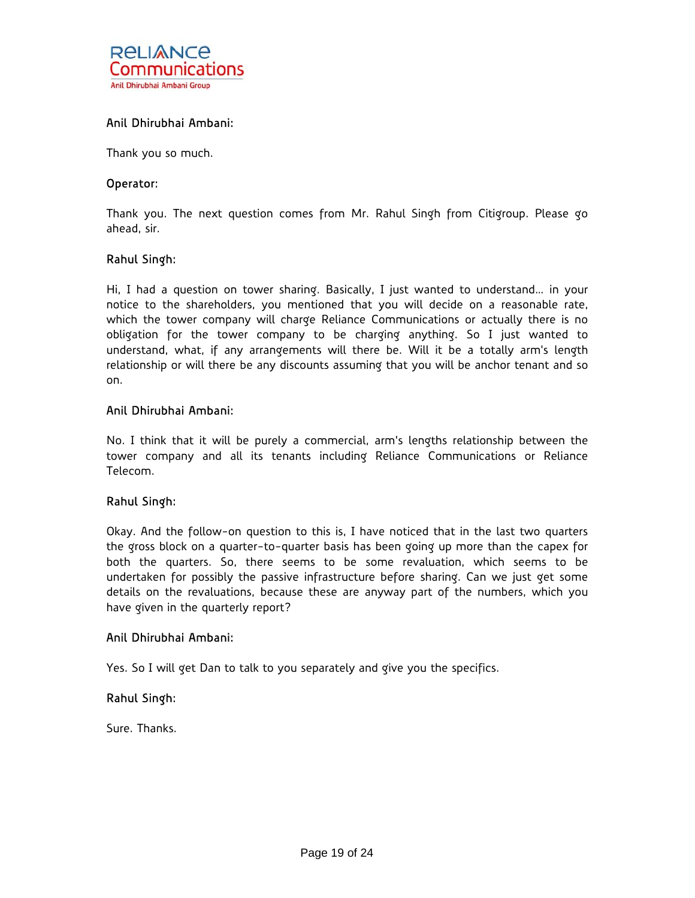**Anil Dhirubhai Ambani:**

Thank you so much.

**Operator:**

Thank you. The next question comes from Mr. Rahul Singh from Citigroup. Please go ahead, sir.

**Rahul Singh:**

Hi, I had a question on tower sharing. Basically, I just wanted to understand... in your notice to the shareholders, you mentioned that you will decide on a reasonable rate, which the tower company will charge Reliance Communications or actually there is no obligation for the tower company to be charging anything. So I just wanted to understand, what, if any arrangements will there be. Will it be a totally arm's length relationship or will there be any discounts assuming that you will be anchor tenant and so on.

**Anil Dhirubhai Ambani:**

No. I think that it will be purely a commercial, arm's lengths relationship between the tower company and all its tenants including Reliance Communications or Reliance Telecom.

**Rahul Singh:**

Okay. And the follow-on question to this is, I have noticed that in the last two quarters the gross block on a quarter-to-quarter basis has been going up more than the capex for both the quarters. So, there seems to be some revaluation, which seems to be undertaken for possibly the passive infrastructure before sharing. Can we just get some details on the revaluations, because these are anyway part of the numbers, which you have given in the quarterly report?

**Anil Dhirubhai Ambani:**

Yes. So I will get Dan to talk to you separately and give you the specifics.

**Rahul Singh:**

Sure. Thanks.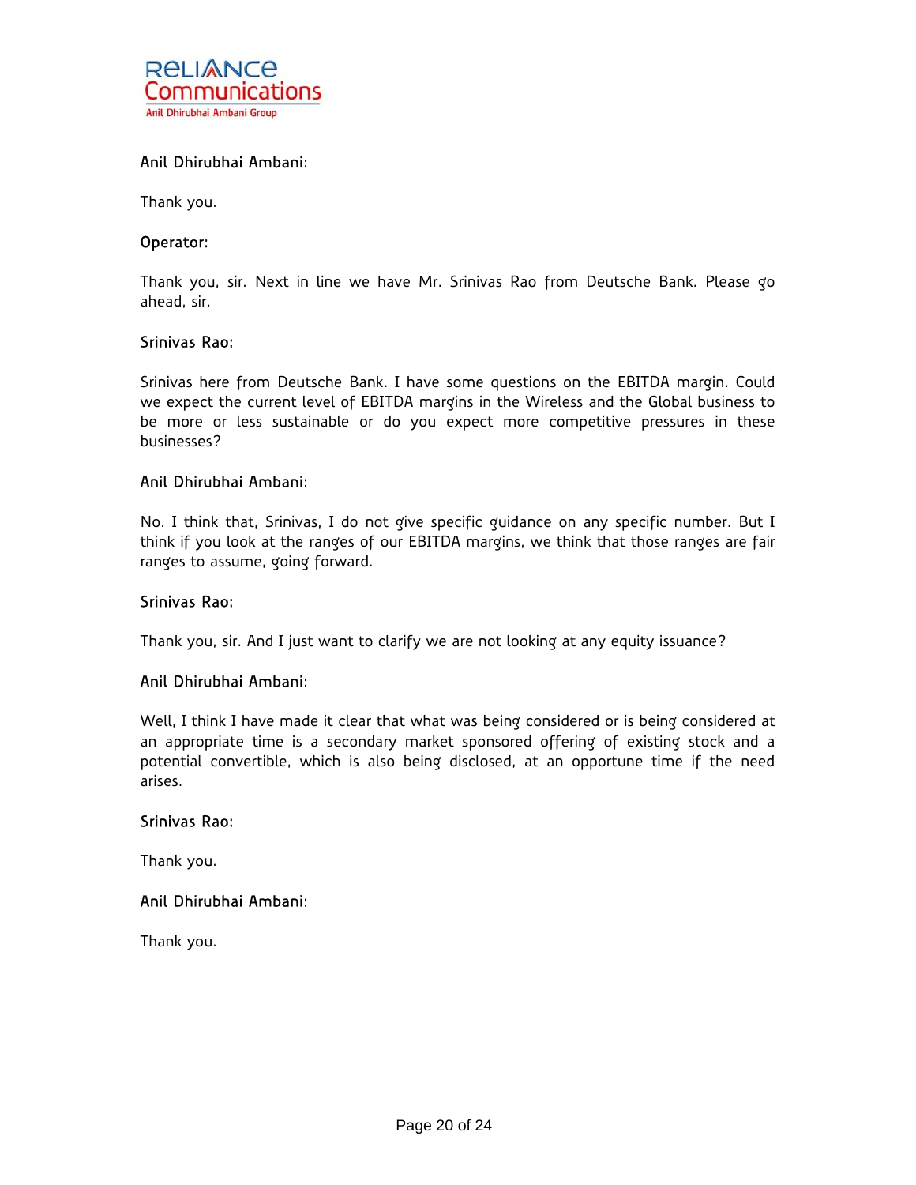**Anil Dhirubhai Ambani:**

Thank you.

**Operator:**

Thank you, sir. Next in line we have Mr. Srinivas Rao from Deutsche Bank. Please go ahead, sir.

**Srinivas Rao:**

Srinivas here from Deutsche Bank. I have some questions on the EBITDA margin. Could we expect the current level of EBITDA margins in the Wireless and the Global business to be more or less sustainable or do you expect more competitive pressures in these businesses?

**Anil Dhirubhai Ambani:**

No. I think that, Srinivas, I do not give specific guidance on any specific number. But I think if you look at the ranges of our EBITDA margins, we think that those ranges are fair ranges to assume, going forward.

**Srinivas Rao:**

Thank you, sir. And I just want to clarify we are not looking at any equity issuance?

**Anil Dhirubhai Ambani:**

Well, I think I have made it clear that what was being considered or is being considered at an appropriate time is a secondary market sponsored offering of existing stock and a potential convertible, which is also being disclosed, at an opportune time if the need arises.

**Srinivas Rao:**

Thank you.

**Anil Dhirubhai Ambani:**

Thank you.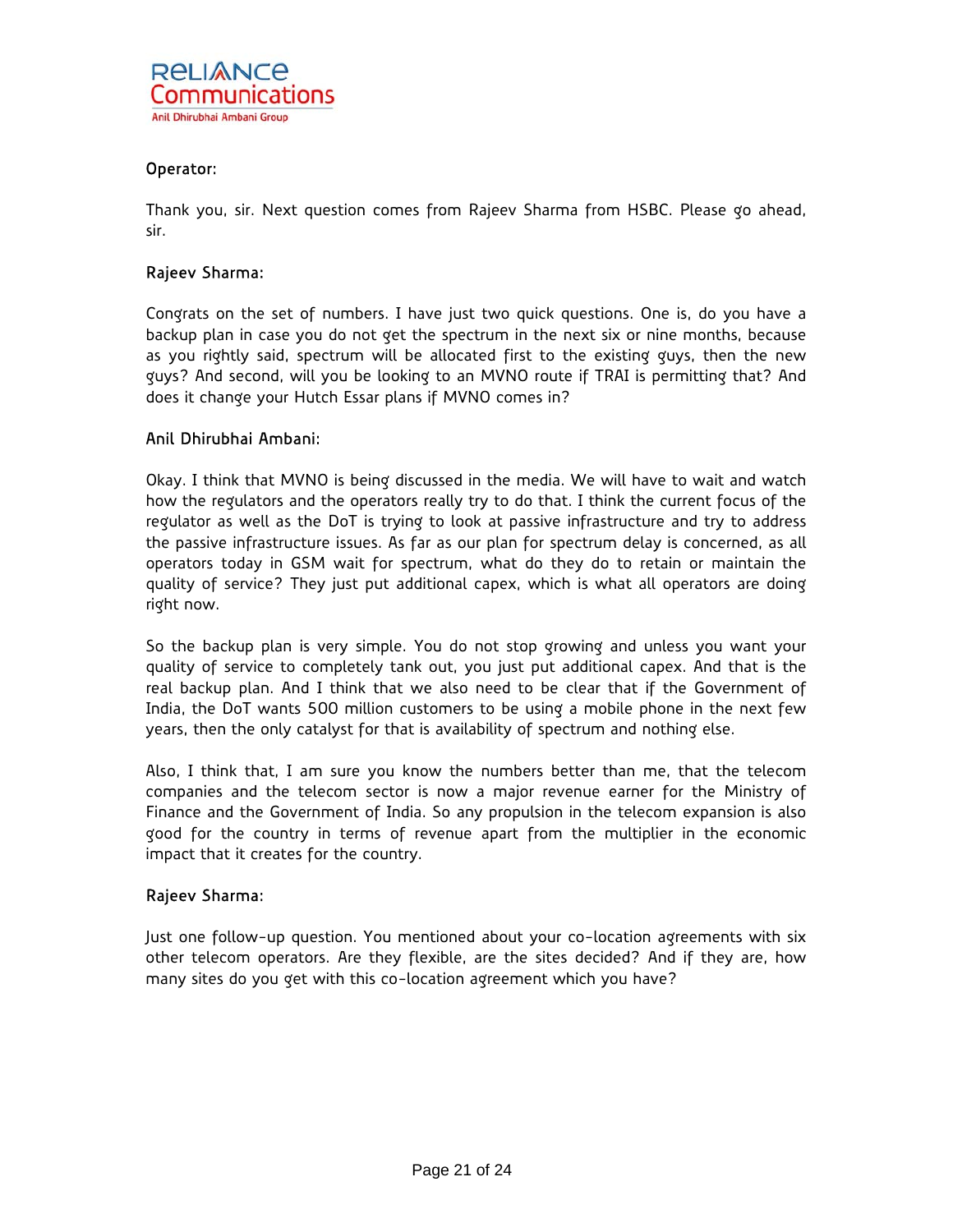**Operator:**

Thank you, sir. Next question comes from Rajeev Sharma from HSBC. Please go ahead, sir.

**Rajeev Sharma:**

Congrats on the set of numbers. I have just two quick questions. One is, do you have a backup plan in case you do not get the spectrum in the next six or nine months, because as you rightly said, spectrum will be allocated first to the existing guys, then the new guys? And second, will you be looking to an MVNO route if TRAI is permitting that? And does it change your Hutch Essar plans if MVNO comes in?

**Anil Dhirubhai Ambani:**

Okay. I think that MVNO is being discussed in the media. We will have to wait and watch how the regulators and the operators really try to do that. I think the current focus of the regulator as well as the DoT is trying to look at passive infrastructure and try to address the passive infrastructure issues. As far as our plan for spectrum delay is concerned, as all operators today in GSM wait for spectrum, what do they do to retain or maintain the quality of service? They just put additional capex, which is what all operators are doing right now.

So the backup plan is very simple. You do not stop growing and unless you want your quality of service to completely tank out, you just put additional capex. And that is the real backup plan. And I think that we also need to be clear that if the Government of India, the DoT wants 500 million customers to be using a mobile phone in the next few years, then the only catalyst for that is availability of spectrum and nothing else.

Also, I think that, I am sure you know the numbers better than me, that the telecom companies and the telecom sector is now a major revenue earner for the Ministry of Finance and the Government of India. So any propulsion in the telecom expansion is also good for the country in terms of revenue apart from the multiplier in the economic impact that it creates for the country.

**Rajeev Sharma:**

Just one follow-up question. You mentioned about your co-location agreements with six other telecom operators. Are they flexible, are the sites decided? And if they are, how many sites do you get with this co-location agreement which you have?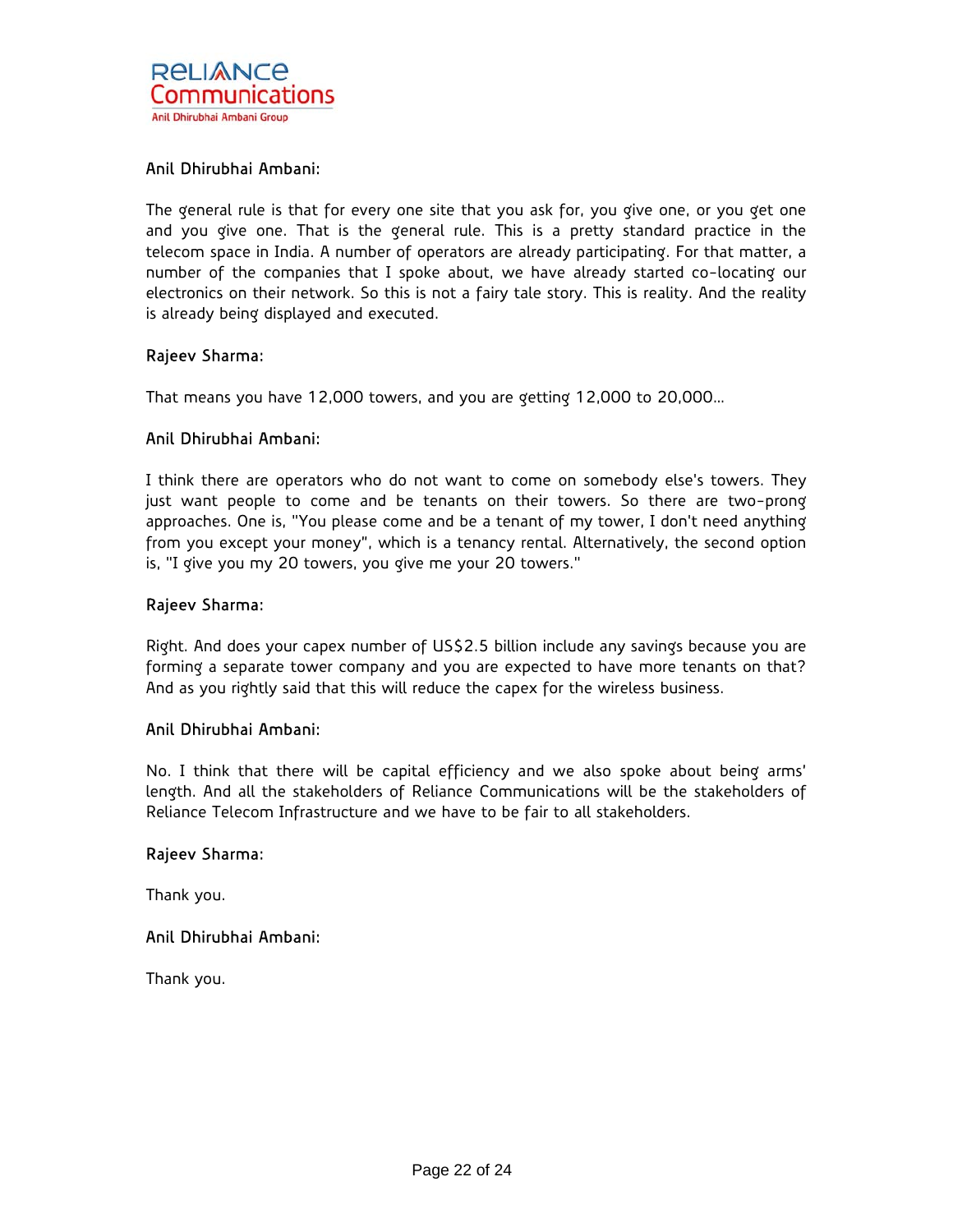**Anil Dhirubhai Ambani:**

The general rule is that for every one site that you ask for, you give one, or you get one and you give one. That is the general rule. This is a pretty standard practice in the telecom space in India. A number of operators are already participating. For that matter, a number of the companies that I spoke about, we have already started co-locating our electronics on their network. So this is not a fairy tale story. This is reality. And the reality is already being displayed and executed.

**Rajeev Sharma:**

That means you have 12,000 towers, and you are getting 12,000 to 20,000...

**Anil Dhirubhai Ambani:**

I think there are operators who do not want to come on somebody else's towers. They just want people to come and be tenants on their towers. So there are two-prong approaches. One is, "You please come and be a tenant of my tower, I don't need anything from you except your money", which is a tenancy rental. Alternatively, the second option is, "I give you my 20 towers, you give me your 20 towers."

**Rajeev Sharma:**

Right. And does your capex number of US$2.5 billion include any savings because you are forming a separate tower company and you are expected to have more tenants on that? And as you rightly said that this will reduce the capex for the wireless business.

**Anil Dhirubhai Ambani:**

No. I think that there will be capital efficiency and we also spoke about being arms' length. And all the stakeholders of Reliance Communications will be the stakeholders of Reliance Telecom Infrastructure and we have to be fair to all stakeholders.

**Rajeev Sharma:**

Thank you.

**Anil Dhirubhai Ambani:**

Thank you.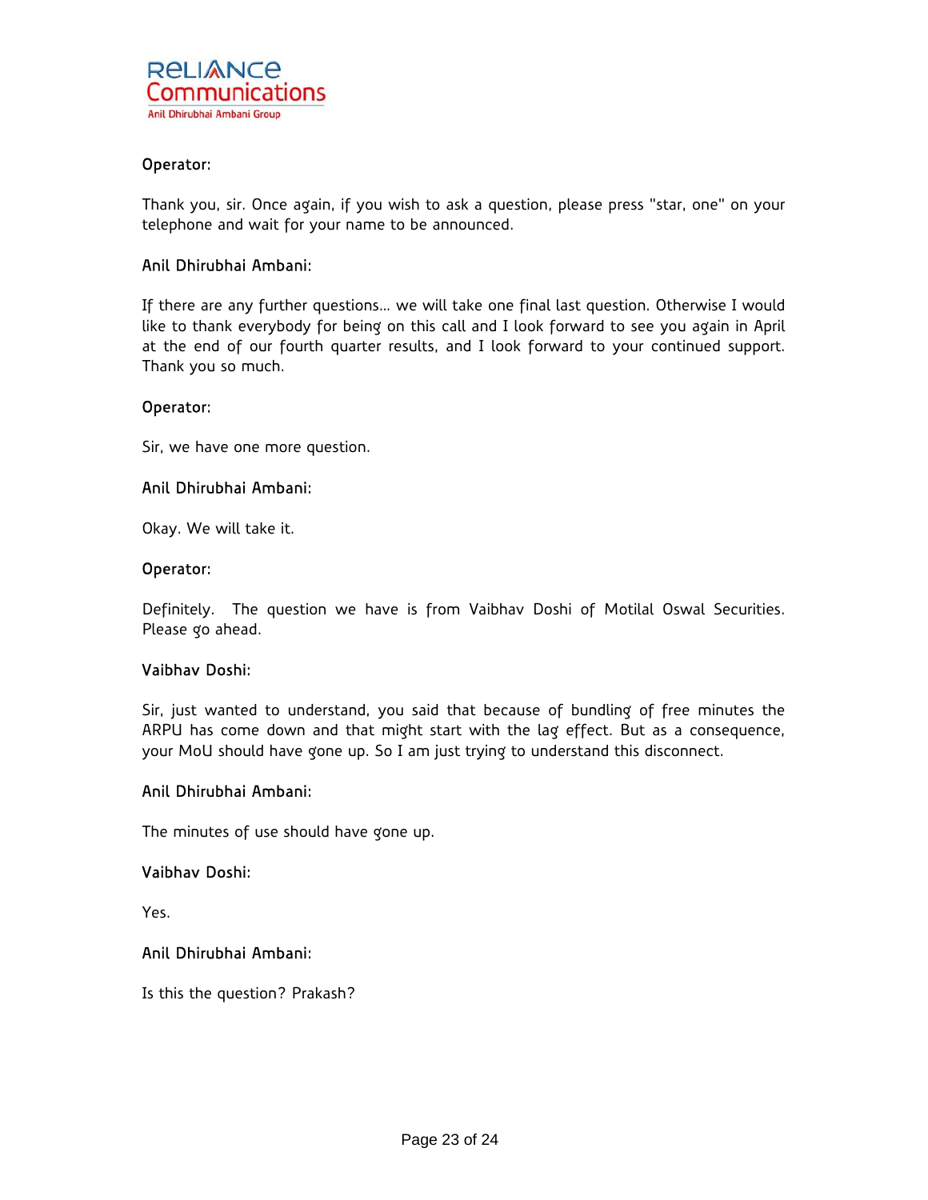**Operator:**

Thank you, sir. Once again, if you wish to ask a question, please press "star, one" on your telephone and wait for your name to be announced.

**Anil Dhirubhai Ambani:**

If there are any further questions… we will take one final last question. Otherwise I would like to thank everybody for being on this call and I look forward to see you again in April at the end of our fourth quarter results, and I look forward to your continued support. Thank you so much.

**Operator:**

Sir, we have one more question.

**Anil Dhirubhai Ambani:**

Okay. We will take it.

**Operator:**

Definitely. The question we have is from Vaibhav Doshi of Motilal Oswal Securities. Please go ahead.

**Vaibhav Doshi:**

Sir, just wanted to understand, you said that because of bundling of free minutes the ARPU has come down and that might start with the lag effect. But as a consequence, your MoU should have gone up. So I am just trying to understand this disconnect.

**Anil Dhirubhai Ambani:**

The minutes of use should have gone up.

**Vaibhav Doshi:**

Yes.

**Anil Dhirubhai Ambani:**

Is this the question? Prakash?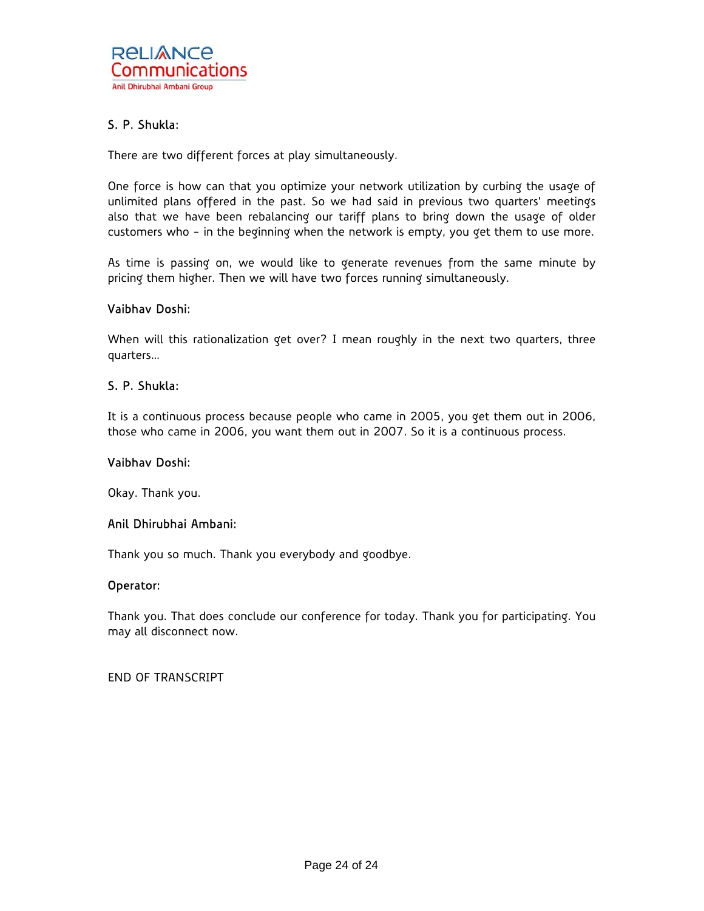**S. P. Shukla:**

There are two different forces at play simultaneously.

One force is how can that you optimize your network utilization by curbing the usage of unlimited plans offered in the past. So we had said in previous two quarters' meetings also that we have been rebalancing our tariff plans to bring down the usage of older customers who - in the beginning when the network is empty, you get them to use more.

As time is passing on, we would like to generate revenues from the same minute by pricing them higher. Then we will have two forces running simultaneously.

**Vaibhav Doshi:**

When will this rationalization get over? I mean roughly in the next two quarters, three quarters...

**S. P. Shukla:**

It is a continuous process because people who came in 2005, you get them out in 2006, those who came in 2006, you want them out in 2007. So it is a continuous process.

**Vaibhav Doshi:**

Okay. Thank you.

**Anil Dhirubhai Ambani:**

Thank you so much. Thank you everybody and goodbye.

**Operator:**

Thank you. That does conclude our conference for today. Thank you for participating. You may all disconnect now.

END OF TRANSCRIPT